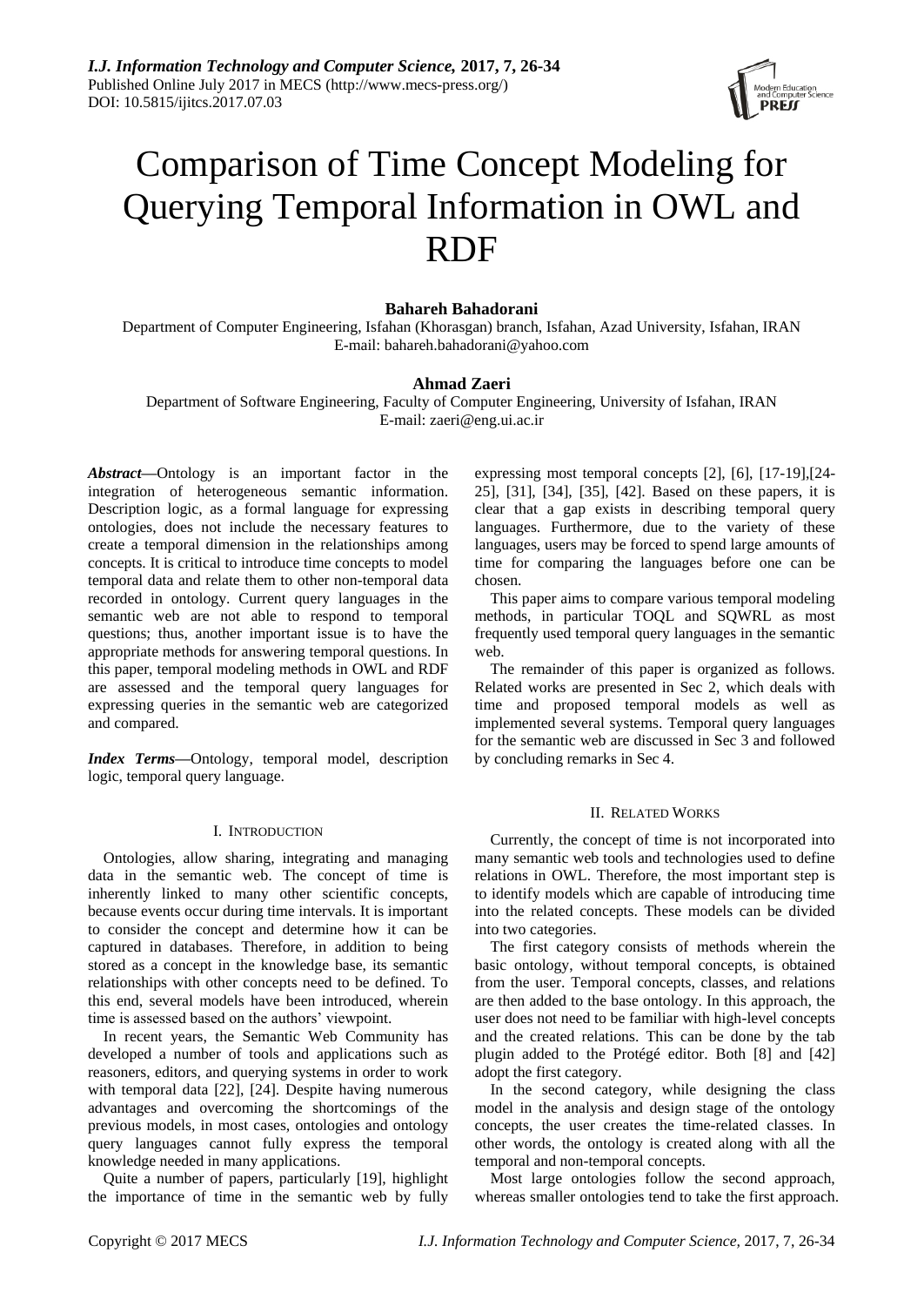# Comparison of Time Concept Modeling for Querying Temporal Information in OWL and RDF

**Bahareh Bahadorani**

Department of Computer Engineering, Isfahan (Khorasgan) branch, Isfahan, Azad University, Isfahan, IRAN
E-mail: bahareh.bahadorani@yahoo.com

**Ahmad Zaeri**

Department of Software Engineering, Faculty of Computer Engineering, University of Isfahan, IRAN
E-mail: zaeri@eng.ui.ac.ir

***Abstract*—**Ontology is an important factor in the integration of heterogeneous semantic information. Description logic, as a formal language for expressing ontologies, does not include the necessary features to create a temporal dimension in the relationships among concepts. It is critical to introduce time concepts to model temporal data and relate them to other non-temporal data recorded in ontology. Current query languages in the semantic web are not able to respond to temporal questions; thus, another important issue is to have the appropriate methods for answering temporal questions. In this paper, temporal modeling methods in OWL and RDF are assessed and the temporal query languages for expressing queries in the semantic web are categorized and compared.

***Index Terms*—**Ontology, temporal model, description logic, temporal query language.

## I. Introduction

Ontologies, allow sharing, integrating and managing data in the semantic web. The concept of time is inherently linked to many other scientific concepts, because events occur during time intervals. It is important to consider the concept and determine how it can be captured in databases. Therefore, in addition to being stored as a concept in the knowledge base, its semantic relationships with other concepts need to be defined. To this end, several models have been introduced, wherein time is assessed based on the authors' viewpoint.

In recent years, the Semantic Web Community has developed a number of tools and applications such as reasoners, editors, and querying systems in order to work with temporal data [22], [24]. Despite having numerous advantages and overcoming the shortcomings of the previous models, in most cases, ontologies and ontology query languages cannot fully express the temporal knowledge needed in many applications.

Quite a number of papers, particularly [19], highlight the importance of time in the semantic web by fully expressing most temporal concepts [2], [6], [17-19],[24-25], [31], [34], [35], [42]. Based on these papers, it is clear that a gap exists in describing temporal query languages. Furthermore, due to the variety of these languages, users may be forced to spend large amounts of time for comparing the languages before one can be chosen.

This paper aims to compare various temporal modeling methods, in particular TOQL and SQWRL as most frequently used temporal query languages in the semantic web.

The remainder of this paper is organized as follows. Related works are presented in Sec 2, which deals with time and proposed temporal models as well as implemented several systems. Temporal query languages for the semantic web are discussed in Sec 3 and followed by concluding remarks in Sec 4.

## II. Related Works

Currently, the concept of time is not incorporated into many semantic web tools and technologies used to define relations in OWL. Therefore, the most important step is to identify models which are capable of introducing time into the related concepts. These models can be divided into two categories.

The first category consists of methods wherein the basic ontology, without temporal concepts, is obtained from the user. Temporal concepts, classes, and relations are then added to the base ontology. In this approach, the user does not need to be familiar with high-level concepts and the created relations. This can be done by the tab plugin added to the Protégé editor. Both [8] and [42] adopt the first category.

In the second category, while designing the class model in the analysis and design stage of the ontology concepts, the user creates the time-related classes. In other words, the ontology is created along with all the temporal and non-temporal concepts.

Most large ontologies follow the second approach, whereas smaller ontologies tend to take the first approach.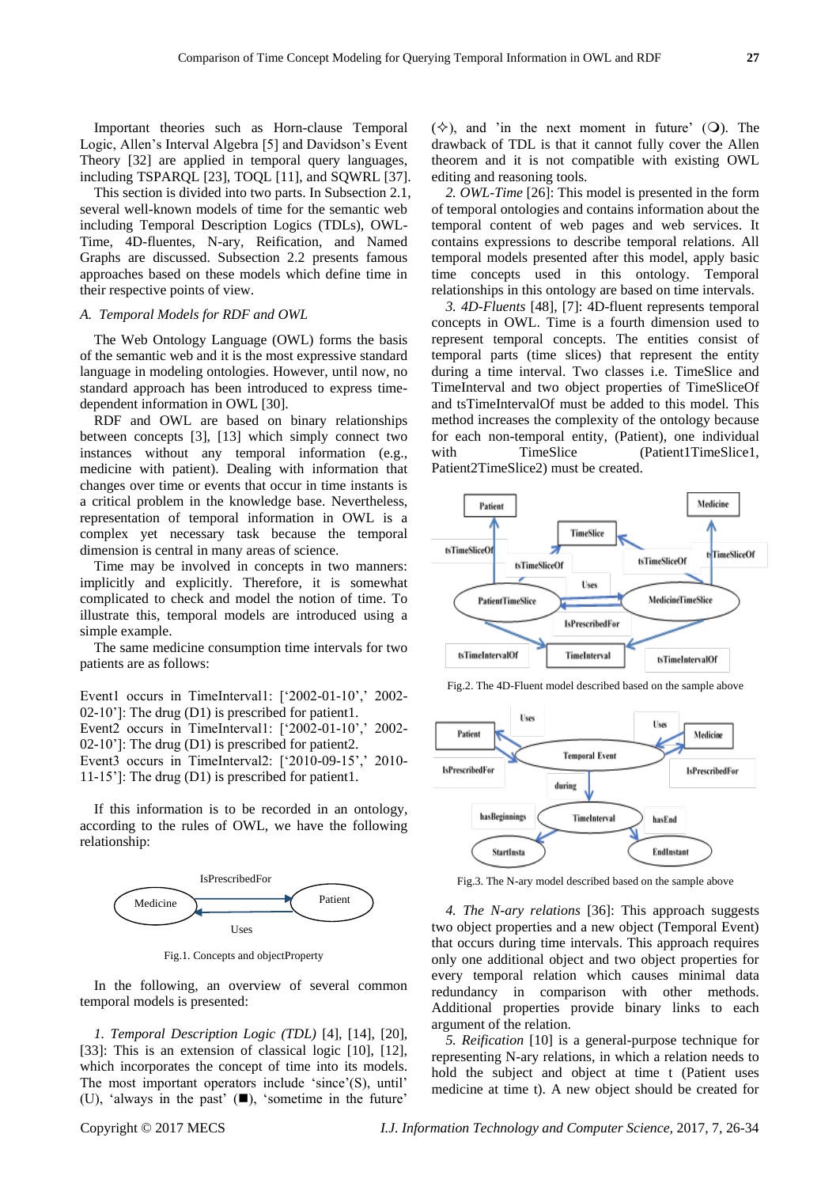Important theories such as Horn-clause Temporal Logic, Allen's Interval Algebra [5] and Davidson's Event Theory [32] are applied in temporal query languages, including TSPARQL [23], TOQL [11], and SQWRL [37].

This section is divided into two parts. In Subsection 2.1, several well-known models of time for the semantic web including Temporal Description Logics (TDLs), OWL-Time, 4D-fluentes, N-ary, Reification, and Named Graphs are discussed. Subsection 2.2 presents famous approaches based on these models which define time in their respective points of view.

### A. Temporal Models for RDF and OWL

The Web Ontology Language (OWL) forms the basis of the semantic web and it is the most expressive standard language in modeling ontologies. However, until now, no standard approach has been introduced to express time-dependent information in OWL [30].

RDF and OWL are based on binary relationships between concepts [3], [13] which simply connect two instances without any temporal information (e.g., medicine with patient). Dealing with information that changes over time or events that occur in time instants is a critical problem in the knowledge base. Nevertheless, representation of temporal information in OWL is a complex yet necessary task because the temporal dimension is central in many areas of science.

Time may be involved in concepts in two manners: implicitly and explicitly. Therefore, it is somewhat complicated to check and model the notion of time. To illustrate this, temporal models are introduced using a simple example.

The same medicine consumption time intervals for two patients are as follows:

Event1 occurs in TimeInterval1: ['2002-01-10',' 2002-02-10']: The drug (D1) is prescribed for patient1.
Event2 occurs in TimeInterval1: ['2002-01-10',' 2002-02-10']: The drug (D1) is prescribed for patient2.
Event3 occurs in TimeInterval2: ['2010-09-15',' 2010-11-15']: The drug (D1) is prescribed for patient1.

If this information is to be recorded in an ontology, according to the rules of OWL, we have the following relationship:

Fig.1. Concepts and objectProperty

In the following, an overview of several common temporal models is presented:

*1. Temporal Description Logic (TDL)* [4], [14], [20], [33]: This is an extension of classical logic [10], [12], which incorporates the concept of time into its models. The most important operators include 'since'(S), until' (U), 'always in the past' (■), 'sometime in the future' (✧), and 'in the next moment in future' (❍). The drawback of TDL is that it cannot fully cover the Allen theorem and it is not compatible with existing OWL editing and reasoning tools.

*2. OWL-Time* [26]: This model is presented in the form of temporal ontologies and contains information about the temporal content of web pages and web services. It contains expressions to describe temporal relations. All temporal models presented after this model, apply basic time concepts used in this ontology. Temporal relationships in this ontology are based on time intervals.

*3. 4D-Fluents* [48], [7]: 4D-fluent represents temporal concepts in OWL. Time is a fourth dimension used to represent temporal concepts. The entities consist of temporal parts (time slices) that represent the entity during a time interval. Two classes i.e. TimeSlice and TimeInterval and two object properties of TimeSliceOf and tsTimeIntervalOf must be added to this model. This method increases the complexity of the ontology because for each non-temporal entity, (Patient), one individual with TimeSlice (Patient1TimeSlice1, Patient2TimeSlice2) must be created.

Fig.2. The 4D-Fluent model described based on the sample above

Fig.3. The N-ary model described based on the sample above

*4. The N-ary relations* [36]: This approach suggests two object properties and a new object (Temporal Event) that occurs during time intervals. This approach requires only one additional object and two object properties for every temporal relation which causes minimal data redundancy in comparison with other methods. Additional properties provide binary links to each argument of the relation.

*5. Reification* [10] is a general-purpose technique for representing N-ary relations, in which a relation needs to hold the subject and object at time t (Patient uses medicine at time t). A new object should be created for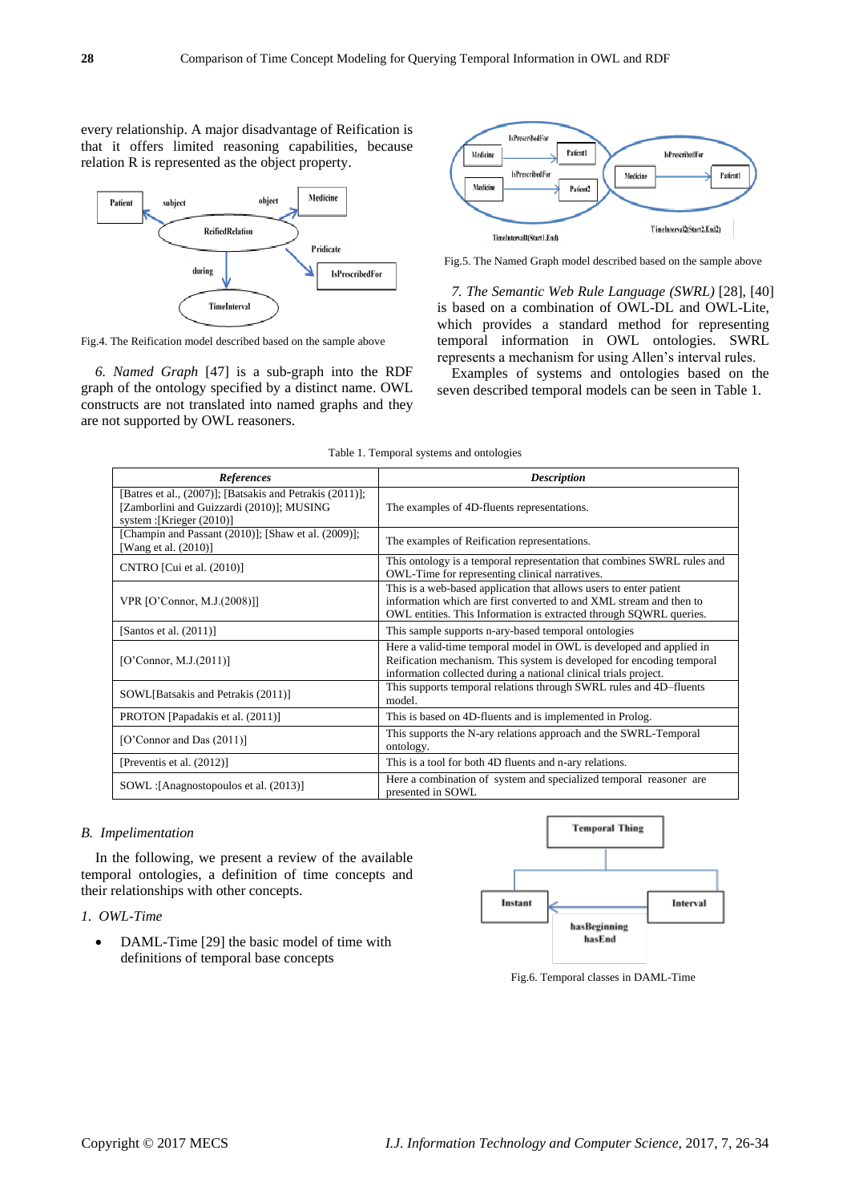every relationship. A major disadvantage of Reification is that it offers limited reasoning capabilities, because relation R is represented as the object property.

Fig.4. The Reification model described based on the sample above

*6. Named Graph* [47] is a sub-graph into the RDF graph of the ontology specified by a distinct name. OWL constructs are not translated into named graphs and they are not supported by OWL reasoners.

Fig.5. The Named Graph model described based on the sample above

*7. The Semantic Web Rule Language (SWRL)* [28], [40] is based on a combination of OWL-DL and OWL-Lite, which provides a standard method for representing temporal information in OWL ontologies. SWRL represents a mechanism for using Allen's interval rules.

Examples of systems and ontologies based on the seven described temporal models can be seen in Table 1.

Table 1. Temporal systems and ontologies

| ***References*** | ***Description*** |
|---|---|
| [Batres et al., (2007)]; [Batsakis and Petrakis (2011)]; [Zamborlini and Guizzardi (2010)]; MUSING system :[Krieger (2010)] | The examples of 4D-fluents representations. |
| [Champin and Passant (2010)]; [Shaw et al. (2009)]; [Wang et al. (2010)] | The examples of Reification representations. |
| CNTRO [Cui et al. (2010)] | This ontology is a temporal representation that combines SWRL rules and OWL-Time for representing clinical narratives. |
| VPR [O'Connor, M.J.(2008)]] | This is a web-based application that allows users to enter patient information which are first converted to and XML stream and then to OWL entities. This Information is extracted through SQWRL queries. |
| [Santos et al. (2011)] | This sample supports n-ary-based temporal ontologies |
| [O'Connor, M.J.(2011)] | Here a valid-time temporal model in OWL is developed and applied in Reification mechanism. This system is developed for encoding temporal information collected during a national clinical trials project. |
| SOWL[Batsakis and Petrakis (2011)] | This supports temporal relations through SWRL rules and 4D–fluents model. |
| PROTON [Papadakis et al. (2011)] | This is based on 4D-fluents and is implemented in Prolog. |
| [O'Connor and Das (2011)] | This supports the N-ary relations approach and the SWRL-Temporal ontology. |
| [Preventis et al. (2012)] | This is a tool for both 4D fluents and n-ary relations. |
| SOWL :[Anagnostopoulos et al. (2013)] | Here a combination of system and specialized temporal reasoner are presented in SOWL |

## *B. Implementation*

In the following, we present a review of the available temporal ontologies, a definition of time concepts and their relationships with other concepts.

*1. OWL-Time*

- DAML-Time [29] the basic model of time with definitions of temporal base concepts

Fig.6. Temporal classes in DAML-Time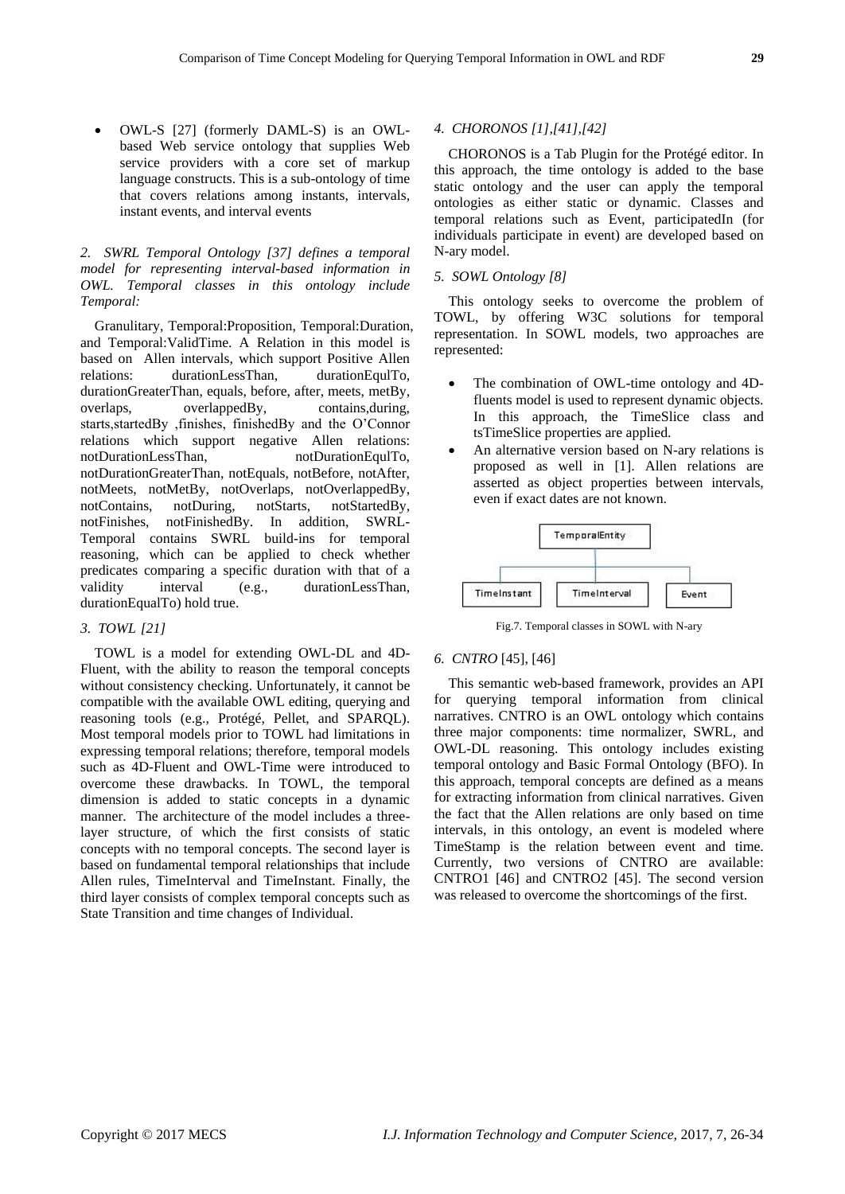- OWL-S [27] (formerly DAML-S) is an OWL-based Web service ontology that supplies Web service providers with a core set of markup language constructs. This is a sub-ontology of time that covers relations among instants, intervals, instant events, and interval events

*2. SWRL Temporal Ontology [37] defines a temporal model for representing interval-based information in OWL. Temporal classes in this ontology include Temporal:*

Granulitary, Temporal:Proposition, Temporal:Duration, and Temporal:ValidTime. A Relation in this model is based on Allen intervals, which support Positive Allen relations: durationLessThan, durationEqulTo, durationGreaterThan, equals, before, after, meets, metBy, overlaps, overlappedBy, contains,during, starts,startedBy ,finishes, finishedBy and the O'Connor relations which support negative Allen relations: notDurationLessThan, notDurationEqulTo, notDurationGreaterThan, notEquals, notBefore, notAfter, notMeets, notMetBy, notOverlaps, notOverlappedBy, notContains, notDuring, notStarts, notStartedBy, notFinishes, notFinishedBy. In addition, SWRL-Temporal contains SWRL build-ins for temporal reasoning, which can be applied to check whether predicates comparing a specific duration with that of a validity interval (e.g., durationLessThan, durationEqualTo) hold true.

*3. TOWL [21]*

TOWL is a model for extending OWL-DL and 4D-Fluent, with the ability to reason the temporal concepts without consistency checking. Unfortunately, it cannot be compatible with the available OWL editing, querying and reasoning tools (e.g., Protégé, Pellet, and SPARQL). Most temporal models prior to TOWL had limitations in expressing temporal relations; therefore, temporal models such as 4D-Fluent and OWL-Time were introduced to overcome these drawbacks. In TOWL, the temporal dimension is added to static concepts in a dynamic manner. The architecture of the model includes a three-layer structure, of which the first consists of static concepts with no temporal concepts. The second layer is based on fundamental temporal relationships that include Allen rules, TimeInterval and TimeInstant. Finally, the third layer consists of complex temporal concepts such as State Transition and time changes of Individual.

*4. CHORONOS [1],[41],[42]*

CHORONOS is a Tab Plugin for the Protégé editor. In this approach, the time ontology is added to the base static ontology and the user can apply the temporal ontologies as either static or dynamic. Classes and temporal relations such as Event, participatedIn (for individuals participate in event) are developed based on N-ary model.

*5. SOWL Ontology [8]*

This ontology seeks to overcome the problem of TOWL, by offering W3C solutions for temporal representation. In SOWL models, two approaches are represented:

- The combination of OWL-time ontology and 4D-fluents model is used to represent dynamic objects. In this approach, the TimeSlice class and tsTimeSlice properties are applied.
- An alternative version based on N-ary relations is proposed as well in [1]. Allen relations are asserted as object properties between intervals, even if exact dates are not known.

Fig.7. Temporal classes in SOWL with N-ary

*6. CNTRO* [45], [46]

This semantic web-based framework, provides an API for querying temporal information from clinical narratives. CNTRO is an OWL ontology which contains three major components: time normalizer, SWRL, and OWL-DL reasoning. This ontology includes existing temporal ontology and Basic Formal Ontology (BFO). In this approach, temporal concepts are defined as a means for extracting information from clinical narratives. Given the fact that the Allen relations are only based on time intervals, in this ontology, an event is modeled where TimeStamp is the relation between event and time. Currently, two versions of CNTRO are available: CNTRO1 [46] and CNTRO2 [45]. The second version was released to overcome the shortcomings of the first.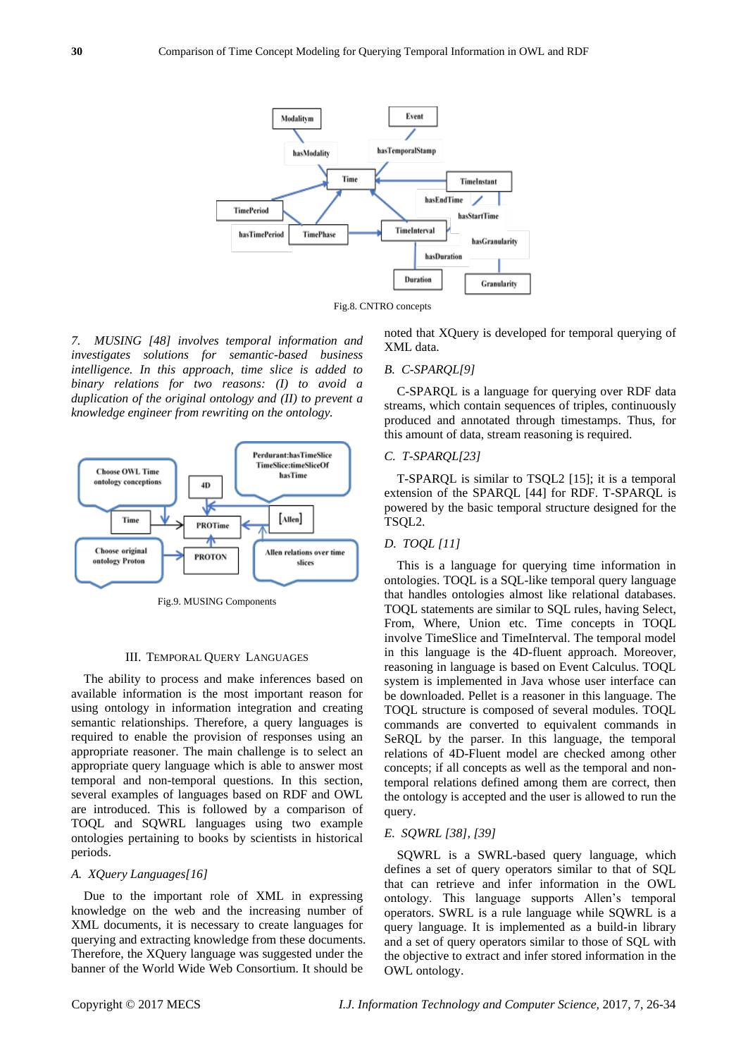Fig.8. CNTRO concepts

*7. MUSING [48] involves temporal information and investigates solutions for semantic-based business intelligence. In this approach, time slice is added to binary relations for two reasons: (I) to avoid a duplication of the original ontology and (II) to prevent a knowledge engineer from rewriting on the ontology.*

Fig.9. MUSING Components

## III. Temporal Query Languages

The ability to process and make inferences based on available information is the most important reason for using ontology in information integration and creating semantic relationships. Therefore, a query languages is required to enable the provision of responses using an appropriate reasoner. The main challenge is to select an appropriate query language which is able to answer most temporal and non-temporal questions. In this section, several examples of languages based on RDF and OWL are introduced. This is followed by a comparison of TOQL and SQWRL languages using two example ontologies pertaining to books by scientists in historical periods.

### *A. XQuery Languages[16]*

Due to the important role of XML in expressing knowledge on the web and the increasing number of XML documents, it is necessary to create languages for querying and extracting knowledge from these documents. Therefore, the XQuery language was suggested under the banner of the World Wide Web Consortium. It should be noted that XQuery is developed for temporal querying of XML data.

### *B. C-SPARQL[9]*

C-SPARQL is a language for querying over RDF data streams, which contain sequences of triples, continuously produced and annotated through timestamps. Thus, for this amount of data, stream reasoning is required.

### *C. T-SPARQL[23]*

T-SPARQL is similar to TSQL2 [15]; it is a temporal extension of the SPARQL [44] for RDF. T-SPARQL is powered by the basic temporal structure designed for the TSQL2.

### *D. TOQL [11]*

This is a language for querying time information in ontologies. TOQL is a SQL-like temporal query language that handles ontologies almost like relational databases. TOQL statements are similar to SQL rules, having Select, From, Where, Union etc. Time concepts in TOQL involve TimeSlice and TimeInterval. The temporal model in this language is the 4D-fluent approach. Moreover, reasoning in language is based on Event Calculus. TOQL system is implemented in Java whose user interface can be downloaded. Pellet is a reasoner in this language. The TOQL structure is composed of several modules. TOQL commands are converted to equivalent commands in SeRQL by the parser. In this language, the temporal relations of 4D-Fluent model are checked among other concepts; if all concepts as well as the temporal and non-temporal relations defined among them are correct, then the ontology is accepted and the user is allowed to run the query.

### *E. SQWRL [38], [39]*

SQWRL is a SWRL-based query language, which defines a set of query operators similar to that of SQL that can retrieve and infer information in the OWL ontology. This language supports Allen's temporal operators. SWRL is a rule language while SQWRL is a query language. It is implemented as a build-in library and a set of query operators similar to those of SQL with the objective to extract and infer stored information in the OWL ontology.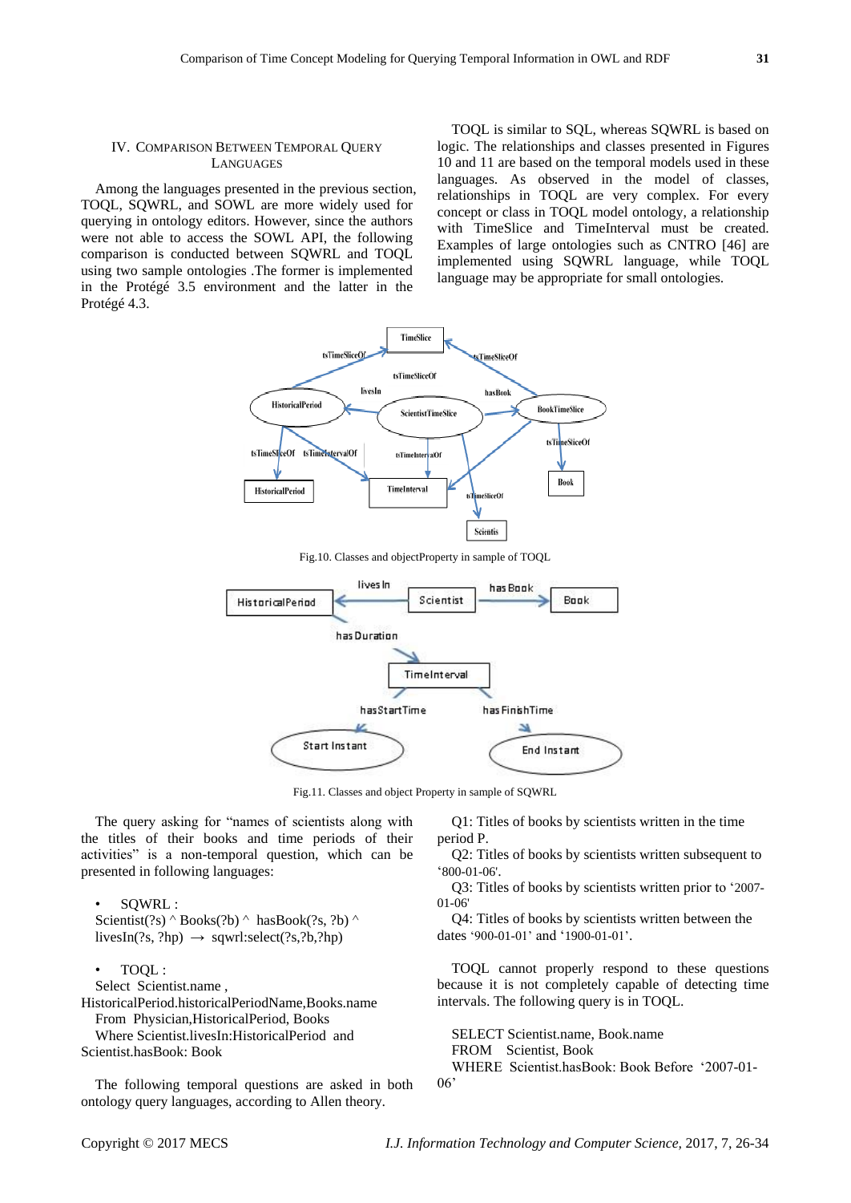## IV. Comparison Between Temporal Query Languages

Among the languages presented in the previous section, TOQL, SQWRL, and SOWL are more widely used for querying in ontology editors. However, since the authors were not able to access the SOWL API, the following comparison is conducted between SQWRL and TOQL using two sample ontologies .The former is implemented in the Protégé 3.5 environment and the latter in the Protégé 4.3.

TOQL is similar to SQL, whereas SQWRL is based on logic. The relationships and classes presented in Figures 10 and 11 are based on the temporal models used in these languages. As observed in the model of classes, relationships in TOQL are very complex. For every concept or class in TOQL model ontology, a relationship with TimeSlice and TimeInterval must be created. Examples of large ontologies such as CNTRO [46] are implemented using SQWRL language, while TOQL language may be appropriate for small ontologies.

Fig.10. Classes and objectProperty in sample of TOQL

Fig.11. Classes and object Property in sample of SQWRL

The query asking for "names of scientists along with the titles of their books and time periods of their activities" is a non-temporal question, which can be presented in following languages:

- SQWRL :
  Scientist(?s) ^ Books(?b) ^ hasBook(?s, ?b) ^ livesIn(?s, ?hp) $\rightarrow$ sqwrl:select(?s,?b,?hp)

- TOQL :
  Select Scientist.name , HistoricalPeriod.historicalPeriodName,Books.name
  From Physician,HistoricalPeriod, Books
  Where Scientist.livesIn:HistoricalPeriod and Scientist.hasBook: Book

The following temporal questions are asked in both ontology query languages, according to Allen theory.

Q1: Titles of books by scientists written in the time period P.

Q2: Titles of books by scientists written subsequent to '800-01-06'.

Q3: Titles of books by scientists written prior to '2007-01-06'

Q4: Titles of books by scientists written between the dates '900-01-01' and '1900-01-01'.

TOQL cannot properly respond to these questions because it is not completely capable of detecting time intervals. The following query is in TOQL.

```
SELECT Scientist.name, Book.name
FROM   Scientist, Book
WHERE  Scientist.hasBook: Book Before '2007-01-06'
```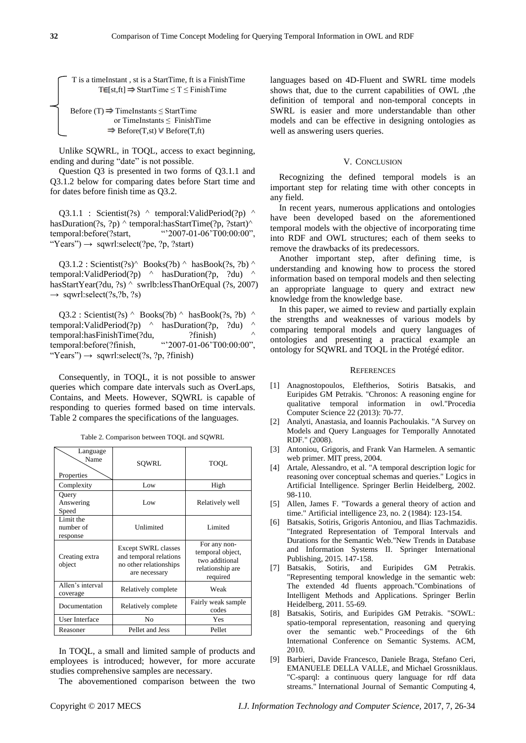$$\begin{cases} \text{T is a timeInstant , st is a StartTime, ft is a FinishTime} \\ T \in [st,ft] \Rightarrow \text{StartTime} \le T \le \text{FinishTime} \\ \\ \text{Before (T)} \Rightarrow \text{TimeInstants} \le \text{StartTime} \\ \quad \text{or TimeInstants} \le \text{FinishTime} \\ \quad \Rightarrow \text{Before(T,st)} \vee \text{Before(T,ft)} \end{cases}$$

Unlike SQWRL, in TOQL, access to exact beginning, ending and during "date" is not possible.

Question Q3 is presented in two forms of Q3.1.1 and Q3.1.2 below for comparing dates before Start time and for dates before finish time as Q3.2.

Q3.1.1 : Scientist(?s) ^ temporal:ValidPeriod(?p) ^ hasDuration(?s, ?p) ^ temporal:hasStartTime(?p, ?start)^ temporal:before(?start, "'2007-01-06'T00:00:00", "Years") → sqwrl:select(?pe, ?p, ?start)

Q3.1.2 : Scientist(?s)^ Books(?b) ^ hasBook(?s, ?b) ^ temporal:ValidPeriod(?p) ^ hasDuration(?p, ?du) ^ hasStartYear(?du, ?s) ^ swrlb:lessThanOrEqual (?s, 2007) → sqwrl:select(?s,?b, ?s)

Q3.2 : Scientist(?s) ^ Books(?b) ^ hasBook(?s, ?b) ^ temporal:ValidPeriod(?p) ^ hasDuration(?p, ?du) ^ temporal:hasFinishTime(?du, ?finish) ^ temporal:before(?finish, "'2007-01-06'T00:00:00", "Years") → sqwrl:select(?s, ?p, ?finish)

Consequently, in TOQL, it is not possible to answer queries which compare date intervals such as OverLaps, Contains, and Meets. However, SQWRL is capable of responding to queries formed based on time intervals. Table 2 compares the specifications of the languages.

Table 2. Comparison between TOQL and SQWRL

| Properties \ Language Name | SQWRL | TOQL |
|---|---|---|
| Complexity | Low | High |
| Query Answering Speed | Low | Relatively well |
| Limit the number of response | Unlimited | Limited |
| Creating extra object | Except SWRL classes and temporal relations no other relationships are necessary | For any non-temporal object, two additional relationship are required |
| Allen's interval coverage | Relatively complete | Weak |
| Documentation | Relatively complete | Fairly weak sample codes |
| User Interface | No | Yes |
| Reasoner | Pellet and Jess | Pellet |

In TOQL, a small and limited sample of products and employees is introduced; however, for more accurate studies comprehensive samples are necessary.

The abovementioned comparison between the two languages based on 4D-Fluent and SWRL time models shows that, due to the current capabilities of OWL ,the definition of temporal and non-temporal concepts in SWRL is easier and more understandable than other models and can be effective in designing ontologies as well as answering users queries.

## V. Conclusion

Recognizing the defined temporal models is an important step for relating time with other concepts in any field.

In recent years, numerous applications and ontologies have been developed based on the aforementioned temporal models with the objective of incorporating time into RDF and OWL structures; each of them seeks to remove the drawbacks of its predecessors.

Another important step, after defining time, is understanding and knowing how to process the stored information based on temporal models and then selecting an appropriate language to query and extract new knowledge from the knowledge base.

In this paper, we aimed to review and partially explain the strengths and weaknesses of various models by comparing temporal models and query languages of ontologies and presenting a practical example an ontology for SQWRL and TOQL in the Protégé editor.

## References

[1] Anagnostopoulos, Eleftherios, Sotiris Batsakis, and Euripides GM Petrakis. "Chronos: A reasoning engine for qualitative temporal information in owl."Procedia Computer Science 22 (2013): 70-77.

[2] Analyti, Anastasia, and Ioannis Pachoulakis. "A Survey on Models and Query Languages for Temporally Annotated RDF." (2008).

[3] Antoniou, Grigoris, and Frank Van Harmelen. A semantic web primer. MIT press, 2004.

[4] Artale, Alessandro, et al. "A temporal description logic for reasoning over conceptual schemas and queries." Logics in Artificial Intelligence. Springer Berlin Heidelberg, 2002. 98-110.

[5] Allen, James F. "Towards a general theory of action and time." Artificial intelligence 23, no. 2 (1984): 123-154.

[6] Batsakis, Sotiris, Grigoris Antoniou, and Ilias Tachmazidis. "Integrated Representation of Temporal Intervals and Durations for the Semantic Web."New Trends in Database and Information Systems II. Springer International Publishing, 2015. 147-158.

[7] Batsakis, Sotiris, and Euripides GM Petrakis. "Representing temporal knowledge in the semantic web: The extended 4d fluents approach."Combinations of Intelligent Methods and Applications. Springer Berlin Heidelberg, 2011. 55-69.

[8] Batsakis, Sotiris, and Euripides GM Petrakis. "SOWL: spatio-temporal representation, reasoning and querying over the semantic web." Proceedings of the 6th International Conference on Semantic Systems. ACM, 2010.

[9] Barbieri, Davide Francesco, Daniele Braga, Stefano Ceri, EMANUELE DELLA VALLE, and Michael Grossniklaus. "C-sparql: a continuous query language for rdf data streams." International Journal of Semantic Computing 4,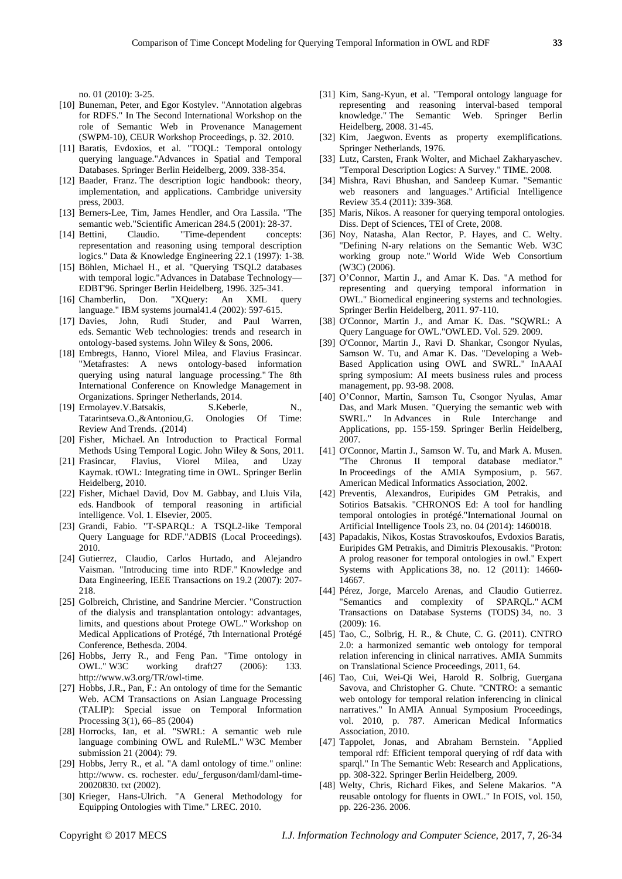no. 01 (2010): 3-25.

[10] Buneman, Peter, and Egor Kostylev. "Annotation algebras for RDFS." In The Second International Workshop on the role of Semantic Web in Provenance Management (SWPM-10), CEUR Workshop Proceedings, p. 32. 2010.

[11] Baratis, Evdoxios, et al. "TOQL: Temporal ontology querying language."Advances in Spatial and Temporal Databases. Springer Berlin Heidelberg, 2009. 338-354.

[12] Baader, Franz. The description logic handbook: theory, implementation, and applications. Cambridge university press, 2003.

[13] Berners-Lee, Tim, James Hendler, and Ora Lassila. "The semantic web."Scientific American 284.5 (2001): 28-37.

[14] Bettini, Claudio. "Time-dependent concepts: representation and reasoning using temporal description logics." Data & Knowledge Engineering 22.1 (1997): 1-38.

[15] Böhlen, Michael H., et al. "Querying TSQL2 databases with temporal logic."Advances in Database Technology—EDBT'96. Springer Berlin Heidelberg, 1996. 325-341.

[16] Chamberlin, Don. "XQuery: An XML query language." IBM systems journal41.4 (2002): 597-615.

[17] Davies, John, Rudi Studer, and Paul Warren, eds. Semantic Web technologies: trends and research in ontology-based systems. John Wiley & Sons, 2006.

[18] Embregts, Hanno, Viorel Milea, and Flavius Frasincar. "Metafrastes: A news ontology-based information querying using natural language processing." The 8th International Conference on Knowledge Management in Organizations. Springer Netherlands, 2014.

[19] Ermolayev.V.Batsakis, S.Keberle, N., Tatarintseva.O.,&Antoniou,G. Onologies Of Time: Review And Trends. .(2014)

[20] Fisher, Michael. An Introduction to Practical Formal Methods Using Temporal Logic. John Wiley & Sons, 2011.

[21] Frasincar, Flavius, Viorel Milea, and Uzay Kaymak. tOWL: Integrating time in OWL. Springer Berlin Heidelberg, 2010.

[22] Fisher, Michael David, Dov M. Gabbay, and Lluis Vila, eds. Handbook of temporal reasoning in artificial intelligence. Vol. 1. Elsevier, 2005.

[23] Grandi, Fabio. "T-SPARQL: A TSQL2-like Temporal Query Language for RDF."ADBIS (Local Proceedings). 2010.

[24] Gutierrez, Claudio, Carlos Hurtado, and Alejandro Vaisman. "Introducing time into RDF." Knowledge and Data Engineering, IEEE Transactions on 19.2 (2007): 207-218.

[25] Golbreich, Christine, and Sandrine Mercier. "Construction of the dialysis and transplantation ontology: advantages, limits, and questions about Protege OWL." Workshop on Medical Applications of Protégé, 7th International Protégé Conference, Bethesda. 2004.

[26] Hobbs, Jerry R., and Feng Pan. "Time ontology in OWL." W3C working draft27 (2006): 133. http://www.w3.org/TR/owl-time.

[27] Hobbs, J.R., Pan, F.: An ontology of time for the Semantic Web. ACM Transactions on Asian Language Processing (TALIP): Special issue on Temporal Information Processing 3(1), 66–85 (2004)

[28] Horrocks, Ian, et al. "SWRL: A semantic web rule language combining OWL and RuleML." W3C Member submission 21 (2004): 79.

[29] Hobbs, Jerry R., et al. "A daml ontology of time." online: http://www. cs. rochester. edu/_ferguson/daml/daml-time-20020830. txt (2002).

[30] Krieger, Hans-Ulrich. "A General Methodology for Equipping Ontologies with Time." LREC. 2010.

[31] Kim, Sang-Kyun, et al. "Temporal ontology language for representing and reasoning interval-based temporal knowledge." The Semantic Web. Springer Berlin Heidelberg, 2008. 31-45.

[32] Kim, Jaegwon. Events as property exemplifications. Springer Netherlands, 1976.

[33] Lutz, Carsten, Frank Wolter, and Michael Zakharyaschev. "Temporal Description Logics: A Survey." TIME. 2008.

[34] Mishra, Ravi Bhushan, and Sandeep Kumar. "Semantic web reasoners and languages." Artificial Intelligence Review 35.4 (2011): 339-368.

[35] Maris, Nikos. A reasoner for querying temporal ontologies. Diss. Dept of Sciences, TEI of Crete, 2008.

[36] Noy, Natasha, Alan Rector, P. Hayes, and C. Welty. "Defining N-ary relations on the Semantic Web. W3C working group note." World Wide Web Consortium (W3C) (2006).

[37] O'Connor, Martin J., and Amar K. Das. "A method for representing and querying temporal information in OWL." Biomedical engineering systems and technologies. Springer Berlin Heidelberg, 2011. 97-110.

[38] O'Connor, Martin J., and Amar K. Das. "SQWRL: A Query Language for OWL."OWLED. Vol. 529. 2009.

[39] O'Connor, Martin J., Ravi D. Shankar, Csongor Nyulas, Samson W. Tu, and Amar K. Das. "Developing a Web-Based Application using OWL and SWRL." InAAAI spring symposium: AI meets business rules and process management, pp. 93-98. 2008.

[40] O'Connor, Martin, Samson Tu, Csongor Nyulas, Amar Das, and Mark Musen. "Querying the semantic web with SWRL." In Advances in Rule Interchange and Applications, pp. 155-159. Springer Berlin Heidelberg, 2007.

[41] O'Connor, Martin J., Samson W. Tu, and Mark A. Musen. "The Chronus II temporal database mediator." In Proceedings of the AMIA Symposium, p. 567. American Medical Informatics Association, 2002.

[42] Preventis, Alexandros, Euripides GM Petrakis, and Sotirios Batsakis. "CHRONOS Ed: A tool for handling temporal ontologies in protégé."International Journal on Artificial Intelligence Tools 23, no. 04 (2014): 1460018.

[43] Papadakis, Nikos, Kostas Stravoskoufos, Evdoxios Baratis, Euripides GM Petrakis, and Dimitris Plexousakis. "Proton: A prolog reasoner for temporal ontologies in owl." Expert Systems with Applications 38, no. 12 (2011): 14660-14667.

[44] Pérez, Jorge, Marcelo Arenas, and Claudio Gutierrez. "Semantics and complexity of SPARQL." ACM Transactions on Database Systems (TODS) 34, no. 3 (2009): 16.

[45] Tao, C., Solbrig, H. R., & Chute, C. G. (2011). CNTRO 2.0: a harmonized semantic web ontology for temporal relation inferencing in clinical narratives. AMIA Summits on Translational Science Proceedings, 2011, 64.

[46] Tao, Cui, Wei-Qi Wei, Harold R. Solbrig, Guergana Savova, and Christopher G. Chute. "CNTRO: a semantic web ontology for temporal relation inferencing in clinical narratives." In AMIA Annual Symposium Proceedings, vol. 2010, p. 787. American Medical Informatics Association, 2010.

[47] Tappolet, Jonas, and Abraham Bernstein. "Applied temporal rdf: Efficient temporal querying of rdf data with sparql." In The Semantic Web: Research and Applications, pp. 308-322. Springer Berlin Heidelberg, 2009.

[48] Welty, Chris, Richard Fikes, and Selene Makarios. "A reusable ontology for fluents in OWL." In FOIS, vol. 150, pp. 226-236. 2006.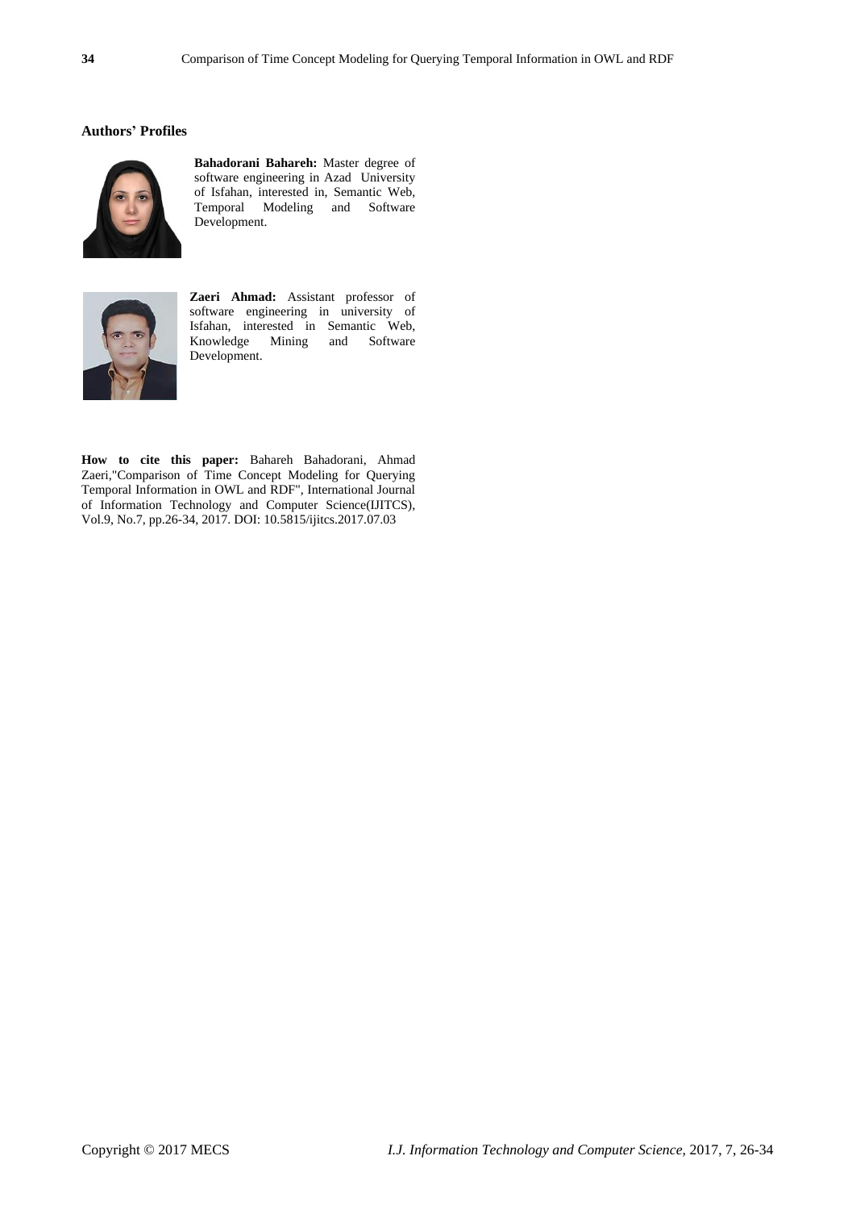## Authors' Profiles

**Bahadorani Bahareh:** Master degree of software engineering in Azad University of Isfahan, interested in, Semantic Web, Temporal Modeling and Software Development.

**Zaeri Ahmad:** Assistant professor of software engineering in university of Isfahan, interested in Semantic Web, Knowledge Mining and Software Development.

**How to cite this paper:** Bahareh Bahadorani, Ahmad Zaeri,"Comparison of Time Concept Modeling for Querying Temporal Information in OWL and RDF", International Journal of Information Technology and Computer Science(IJITCS), Vol.9, No.7, pp.26-34, 2017. DOI: 10.5815/ijitcs.2017.07.03